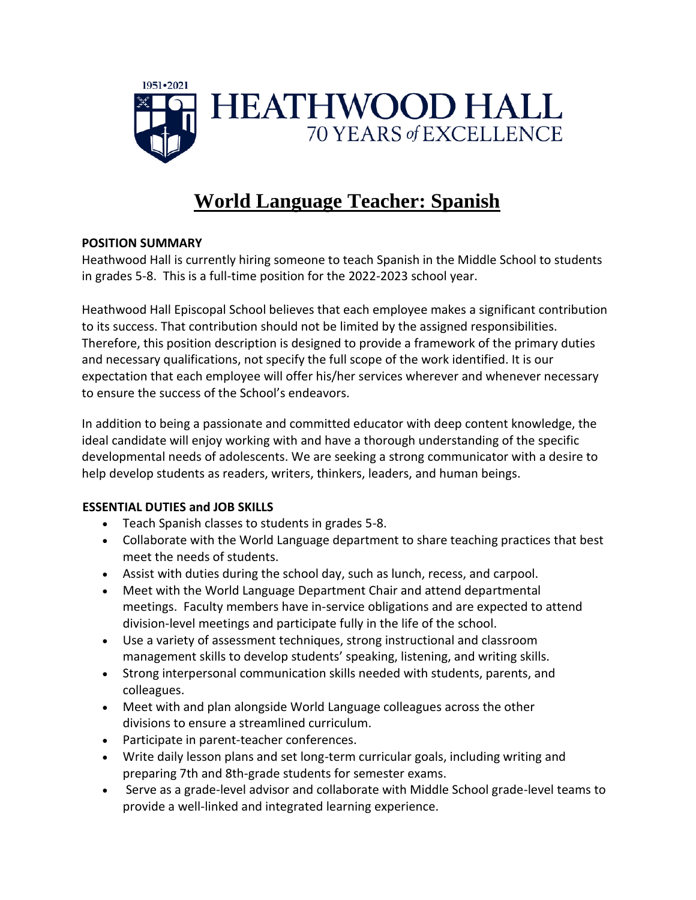1951•2021

HEATHWOOD HALL
70 YEARS *of* EXCELLENCE

# World Language Teacher: Spanish

**POSITION SUMMARY**

Heathwood Hall is currently hiring someone to teach Spanish in the Middle School to students in grades 5-8. This is a full-time position for the 2022-2023 school year.

Heathwood Hall Episcopal School believes that each employee makes a significant contribution to its success. That contribution should not be limited by the assigned responsibilities. Therefore, this position description is designed to provide a framework of the primary duties and necessary qualifications, not specify the full scope of the work identified. It is our expectation that each employee will offer his/her services wherever and whenever necessary to ensure the success of the School's endeavors.

In addition to being a passionate and committed educator with deep content knowledge, the ideal candidate will enjoy working with and have a thorough understanding of the specific developmental needs of adolescents. We are seeking a strong communicator with a desire to help develop students as readers, writers, thinkers, leaders, and human beings.

**ESSENTIAL DUTIES and JOB SKILLS**

- Teach Spanish classes to students in grades 5-8.
- Collaborate with the World Language department to share teaching practices that best meet the needs of students.
- Assist with duties during the school day, such as lunch, recess, and carpool.
- Meet with the World Language Department Chair and attend departmental meetings. Faculty members have in-service obligations and are expected to attend division-level meetings and participate fully in the life of the school.
- Use a variety of assessment techniques, strong instructional and classroom management skills to develop students' speaking, listening, and writing skills.
- Strong interpersonal communication skills needed with students, parents, and colleagues.
- Meet with and plan alongside World Language colleagues across the other divisions to ensure a streamlined curriculum.
- Participate in parent-teacher conferences.
- Write daily lesson plans and set long-term curricular goals, including writing and preparing 7th and 8th-grade students for semester exams.
- Serve as a grade-level advisor and collaborate with Middle School grade-level teams to provide a well-linked and integrated learning experience.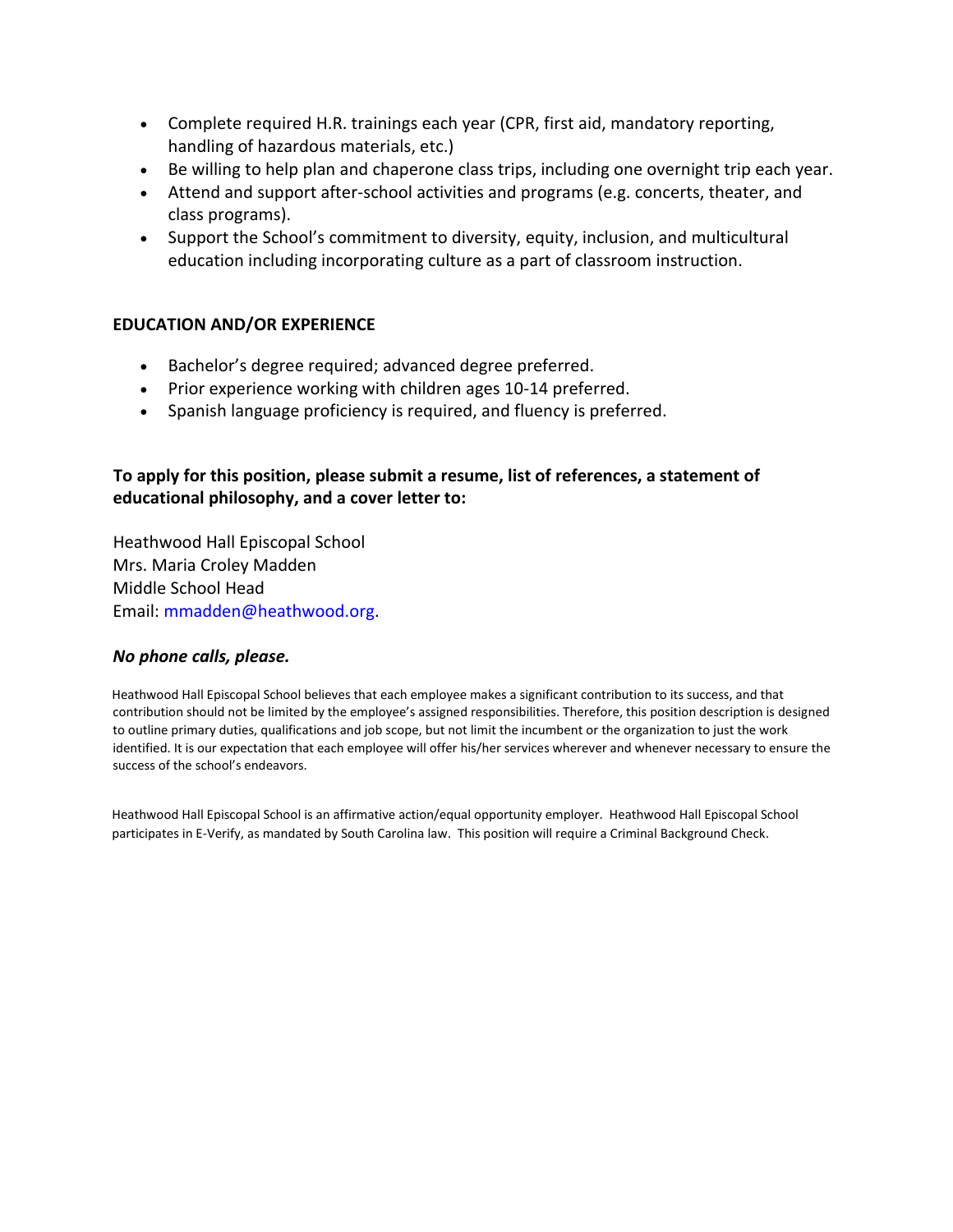- Complete required H.R. trainings each year (CPR, first aid, mandatory reporting, handling of hazardous materials, etc.)
- Be willing to help plan and chaperone class trips, including one overnight trip each year.
- Attend and support after-school activities and programs (e.g. concerts, theater, and class programs).
- Support the School's commitment to diversity, equity, inclusion, and multicultural education including incorporating culture as a part of classroom instruction.

**EDUCATION AND/OR EXPERIENCE**

- Bachelor's degree required; advanced degree preferred.
- Prior experience working with children ages 10-14 preferred.
- Spanish language proficiency is required, and fluency is preferred.

**To apply for this position, please submit a resume, list of references, a statement of educational philosophy, and a cover letter to:**

Heathwood Hall Episcopal School
Mrs. Maria Croley Madden
Middle School Head
Email: mmadden@heathwood.org.

***No phone calls, please.***

Heathwood Hall Episcopal School believes that each employee makes a significant contribution to its success, and that contribution should not be limited by the employee's assigned responsibilities. Therefore, this position description is designed to outline primary duties, qualifications and job scope, but not limit the incumbent or the organization to just the work identified. It is our expectation that each employee will offer his/her services wherever and whenever necessary to ensure the success of the school's endeavors.

Heathwood Hall Episcopal School is an affirmative action/equal opportunity employer. Heathwood Hall Episcopal School participates in E-Verify, as mandated by South Carolina law. This position will require a Criminal Background Check.